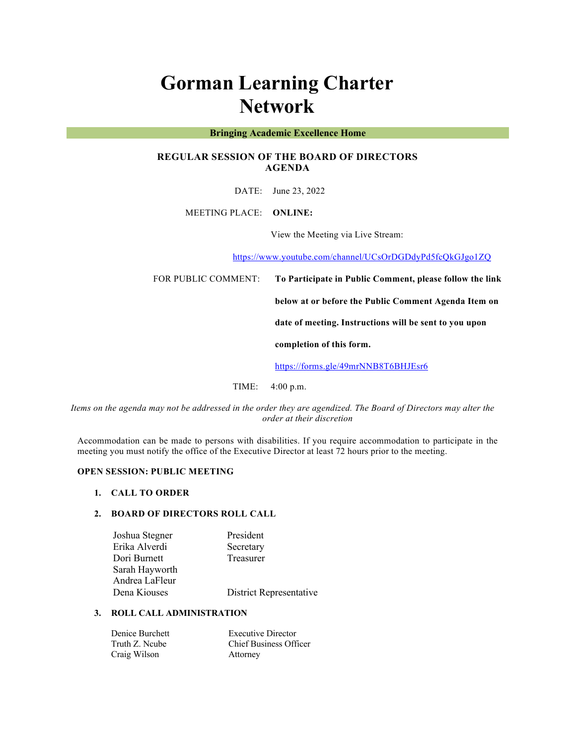# Gorman Learning Charter Network

**Bringing Academic Excellence Home**

## REGULAR SESSION OF THE BOARD OF DIRECTORS AGENDA

DATE: June 23, 2022

MEETING PLACE: **ONLINE:**

View the Meeting via Live Stream:

https://www.youtube.com/channel/UCsOrDGDdyPd5fcQkGJgo1ZQ

FOR PUBLIC COMMENT: **To Participate in Public Comment, please follow the link below at or before the Public Comment Agenda Item on date of meeting. Instructions will be sent to you upon completion of this form.**

https://forms.gle/49mrNNB8T6BHJEsr6

TIME: 4:00 p.m.

*Items on the agenda may not be addressed in the order they are agendized. The Board of Directors may alter the order at their discretion*

Accommodation can be made to persons with disabilities. If you require accommodation to participate in the meeting you must notify the office of the Executive Director at least 72 hours prior to the meeting.

**OPEN SESSION: PUBLIC MEETING**

1. **CALL TO ORDER**

2. **BOARD OF DIRECTORS ROLL CALL**

| | |
|---|---|
| Joshua Stegner | President |
| Erika Alverdi | Secretary |
| Dori Burnett | Treasurer |
| Sarah Hayworth | |
| Andrea LaFleur | |
| Dena Kiouses | District Representative |

3. **ROLL CALL ADMINISTRATION**

| | |
|---|---|
| Denice Burchett | Executive Director |
| Truth Z. Ncube | Chief Business Officer |
| Craig Wilson | Attorney |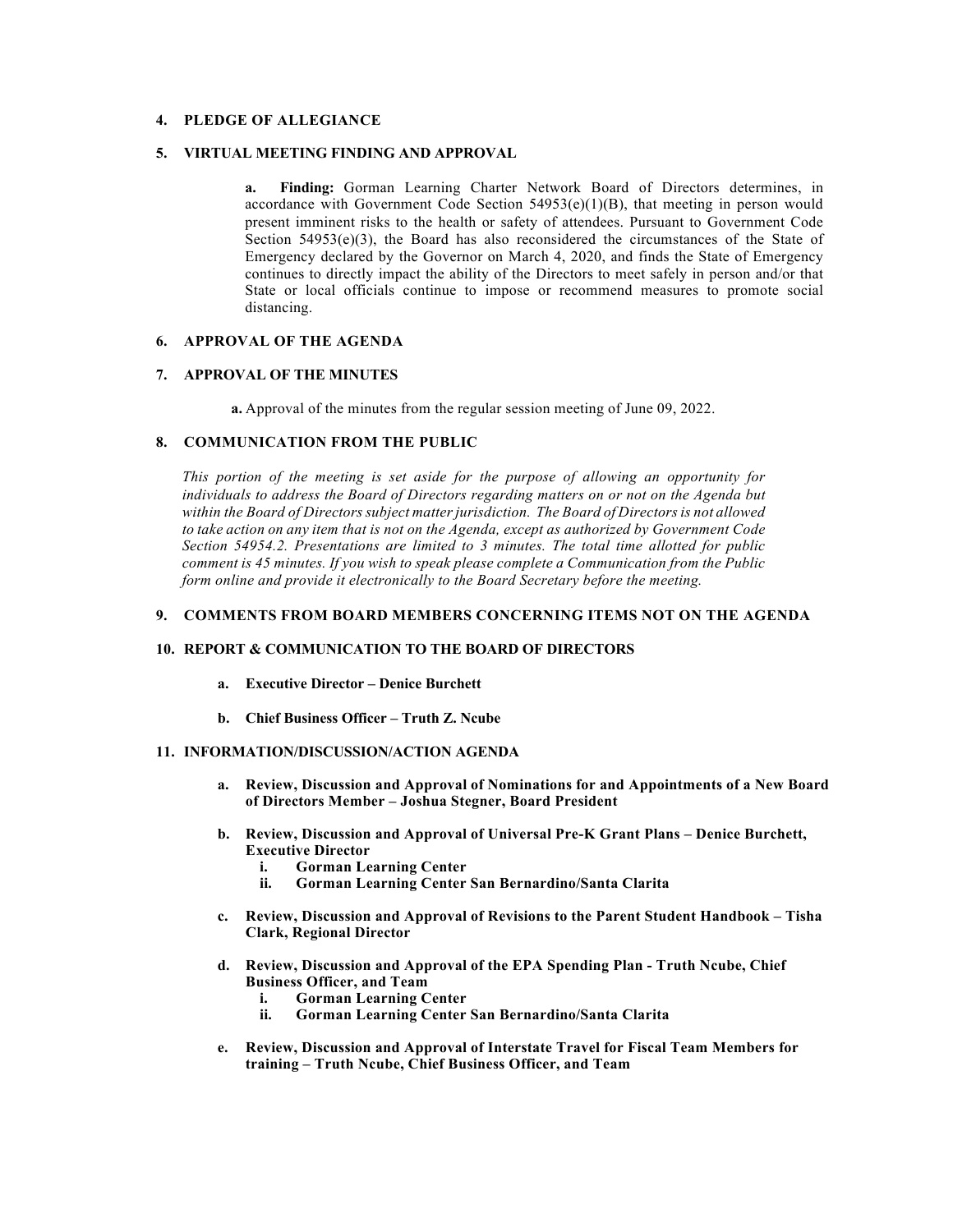## 4. PLEDGE OF ALLEGIANCE

## 5. VIRTUAL MEETING FINDING AND APPROVAL

**a. Finding:** Gorman Learning Charter Network Board of Directors determines, in accordance with Government Code Section 54953(e)(1)(B), that meeting in person would present imminent risks to the health or safety of attendees. Pursuant to Government Code Section 54953(e)(3), the Board has also reconsidered the circumstances of the State of Emergency declared by the Governor on March 4, 2020, and finds the State of Emergency continues to directly impact the ability of the Directors to meet safely in person and/or that State or local officials continue to impose or recommend measures to promote social distancing.

## 6. APPROVAL OF THE AGENDA

## 7. APPROVAL OF THE MINUTES

**a.** Approval of the minutes from the regular session meeting of June 09, 2022.

## 8. COMMUNICATION FROM THE PUBLIC

*This portion of the meeting is set aside for the purpose of allowing an opportunity for individuals to address the Board of Directors regarding matters on or not on the Agenda but within the Board of Directors subject matter jurisdiction. The Board of Directors is not allowed to take action on any item that is not on the Agenda, except as authorized by Government Code Section 54954.2. Presentations are limited to 3 minutes. The total time allotted for public comment is 45 minutes. If you wish to speak please complete a Communication from the Public form online and provide it electronically to the Board Secretary before the meeting.*

## 9. COMMENTS FROM BOARD MEMBERS CONCERNING ITEMS NOT ON THE AGENDA

## 10. REPORT & COMMUNICATION TO THE BOARD OF DIRECTORS

- **a. Executive Director – Denice Burchett**
- **b. Chief Business Officer – Truth Z. Ncube**

## 11. INFORMATION/DISCUSSION/ACTION AGENDA

- **a. Review, Discussion and Approval of Nominations for and Appointments of a New Board of Directors Member – Joshua Stegner, Board President**
- **b. Review, Discussion and Approval of Universal Pre-K Grant Plans – Denice Burchett, Executive Director**
  - **i. Gorman Learning Center**
  - **ii. Gorman Learning Center San Bernardino/Santa Clarita**
- **c. Review, Discussion and Approval of Revisions to the Parent Student Handbook – Tisha Clark, Regional Director**
- **d. Review, Discussion and Approval of the EPA Spending Plan - Truth Ncube, Chief Business Officer, and Team**
  - **i. Gorman Learning Center**
  - **ii. Gorman Learning Center San Bernardino/Santa Clarita**
- **e. Review, Discussion and Approval of Interstate Travel for Fiscal Team Members for training – Truth Ncube, Chief Business Officer, and Team**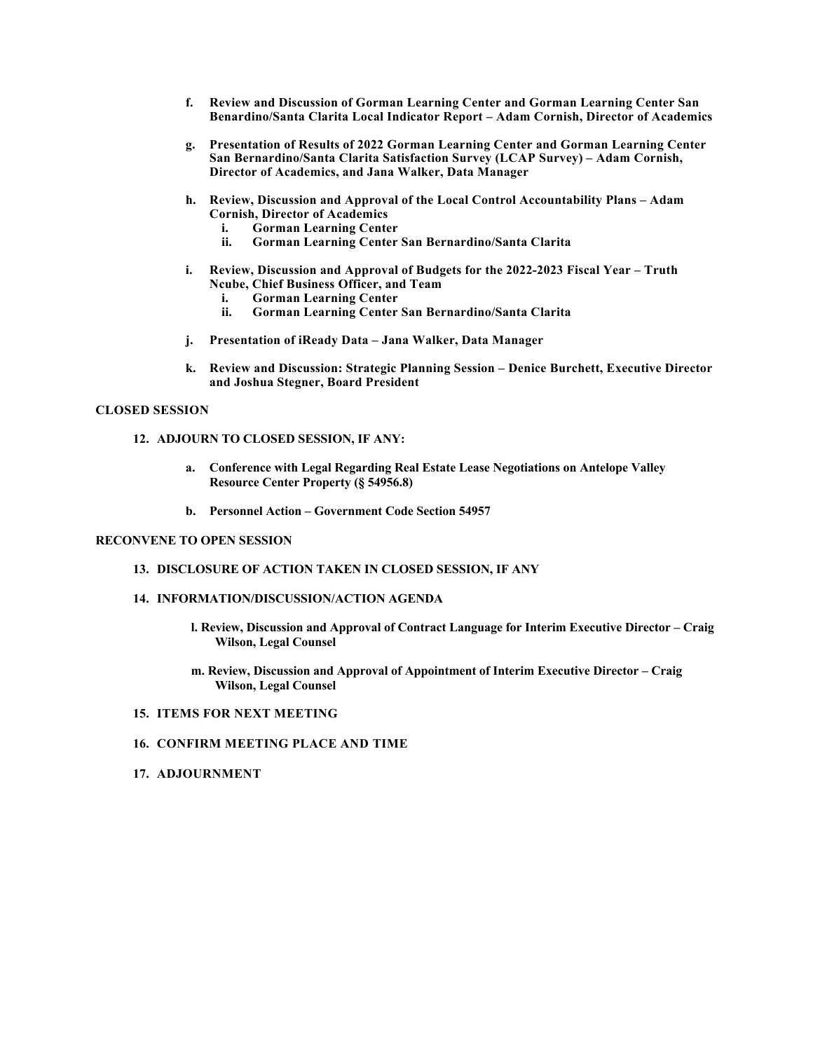f. **Review and Discussion of Gorman Learning Center and Gorman Learning Center San Benardino/Santa Clarita Local Indicator Report – Adam Cornish, Director of Academics**

g. **Presentation of Results of 2022 Gorman Learning Center and Gorman Learning Center San Bernardino/Santa Clarita Satisfaction Survey (LCAP Survey) – Adam Cornish, Director of Academics, and Jana Walker, Data Manager**

h. **Review, Discussion and Approval of the Local Control Accountability Plans – Adam Cornish, Director of Academics**
   i. **Gorman Learning Center**
   ii. **Gorman Learning Center San Bernardino/Santa Clarita**

i. **Review, Discussion and Approval of Budgets for the 2022-2023 Fiscal Year – Truth Ncube, Chief Business Officer, and Team**
   i. **Gorman Learning Center**
   ii. **Gorman Learning Center San Bernardino/Santa Clarita**

j. **Presentation of iReady Data – Jana Walker, Data Manager**

k. **Review and Discussion: Strategic Planning Session – Denice Burchett, Executive Director and Joshua Stegner, Board President**

**CLOSED SESSION**

12. **ADJOURN TO CLOSED SESSION, IF ANY:**

    a. **Conference with Legal Regarding Real Estate Lease Negotiations on Antelope Valley Resource Center Property (§ 54956.8)**

    b. **Personnel Action – Government Code Section 54957**

**RECONVENE TO OPEN SESSION**

13. **DISCLOSURE OF ACTION TAKEN IN CLOSED SESSION, IF ANY**

14. **INFORMATION/DISCUSSION/ACTION AGENDA**

    l. **Review, Discussion and Approval of Contract Language for Interim Executive Director – Craig Wilson, Legal Counsel**

    m. **Review, Discussion and Approval of Appointment of Interim Executive Director – Craig Wilson, Legal Counsel**

15. **ITEMS FOR NEXT MEETING**

16. **CONFIRM MEETING PLACE AND TIME**

17. **ADJOURNMENT**